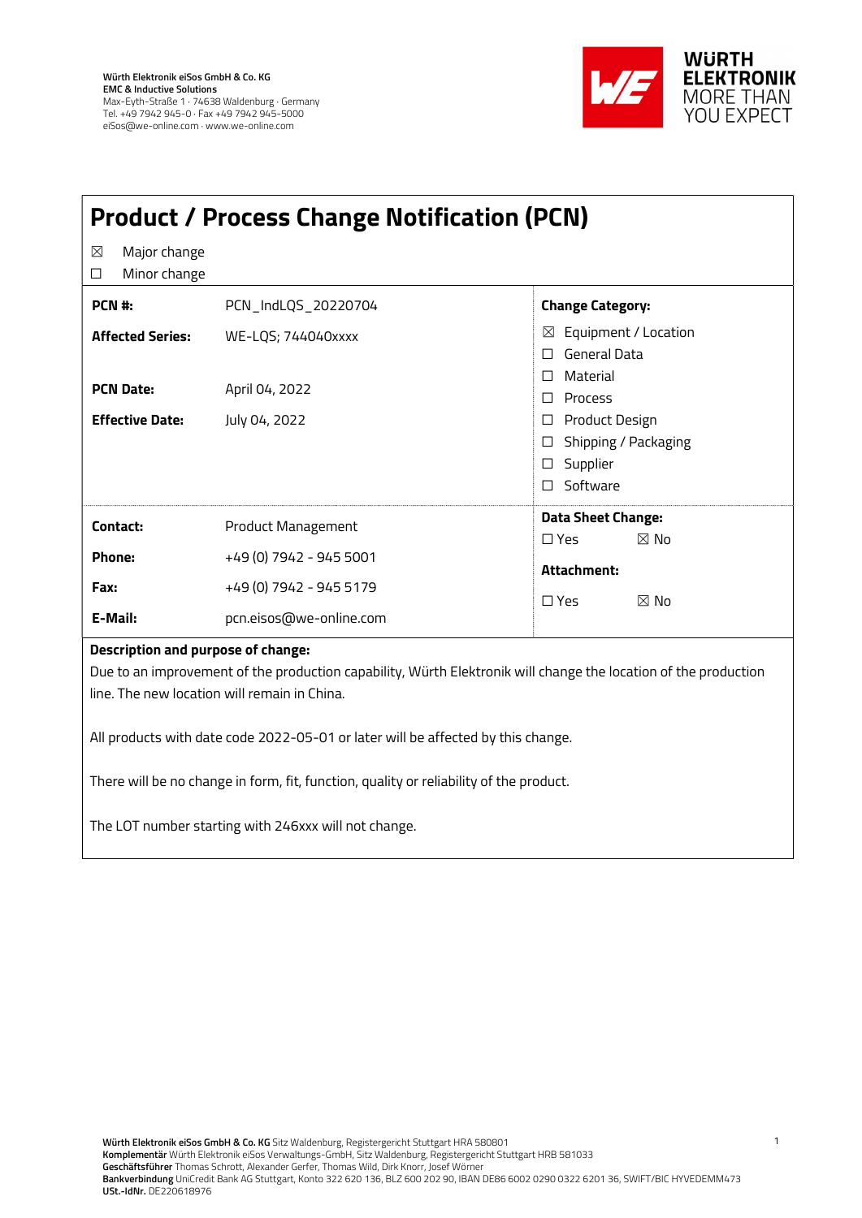Würth Elektronik eiSos GmbH & Co. KG
EMC & Inductive Solutions
Max-Eyth-Straße 1 · 74638 Waldenburg · Germany
Tel. +49 7942 945-0 · Fax +49 7942 945-5000
eiSos@we-online.com · www.we-online.com

WÜRTH ELEKTRONIK MORE THAN YOU EXPECT

# Product / Process Change Notification (PCN)

☒ Major change
☐ Minor change

| | | **Change Category:** |
|---|---|---|
| **PCN #:** | PCN_IndLQS_20220704 | ☒ Equipment / Location |
| **Affected Series:** | WE-LQS; 744040xxxx | ☐ General Data |
| | | ☐ Material |
| **PCN Date:** | April 04, 2022 | ☐ Process |
| **Effective Date:** | July 04, 2022 | ☐ Product Design |
| | | ☐ Shipping / Packaging |
| | | ☐ Supplier |
| | | ☐ Software |

| | | |
|---|---|---|
| **Contact:** | Product Management | **Data Sheet Change:** |
| **Phone:** | +49 (0) 7942 - 945 5001 | ☐ Yes ☒ No |
| **Fax:** | +49 (0) 7942 - 945 5179 | **Attachment:** |
| **E-Mail:** | pcn.eisos@we-online.com | ☐ Yes ☒ No |

**Description and purpose of change:**

Due to an improvement of the production capability, Würth Elektronik will change the location of the production line. The new location will remain in China.

All products with date code 2022-05-01 or later will be affected by this change.

There will be no change in form, fit, function, quality or reliability of the product.

The LOT number starting with 246xxx will not change.

**Würth Elektronik eiSos GmbH & Co. KG** Sitz Waldenburg, Registergericht Stuttgart HRA 580801
**Komplementär** Würth Elektronik eiSos Verwaltungs-GmbH, Sitz Waldenburg, Registergericht Stuttgart HRB 581033
**Geschäftsführer** Thomas Schrott, Alexander Gerfer, Thomas Wild, Dirk Knorr, Josef Wörner
**Bankverbindung** UniCredit Bank AG Stuttgart, Konto 322 620 136, BLZ 600 202 90, IBAN DE86 6002 0290 0322 6201 36, SWIFT/BIC HYVEDEMM473
**USt.-IdNr.** DE220618976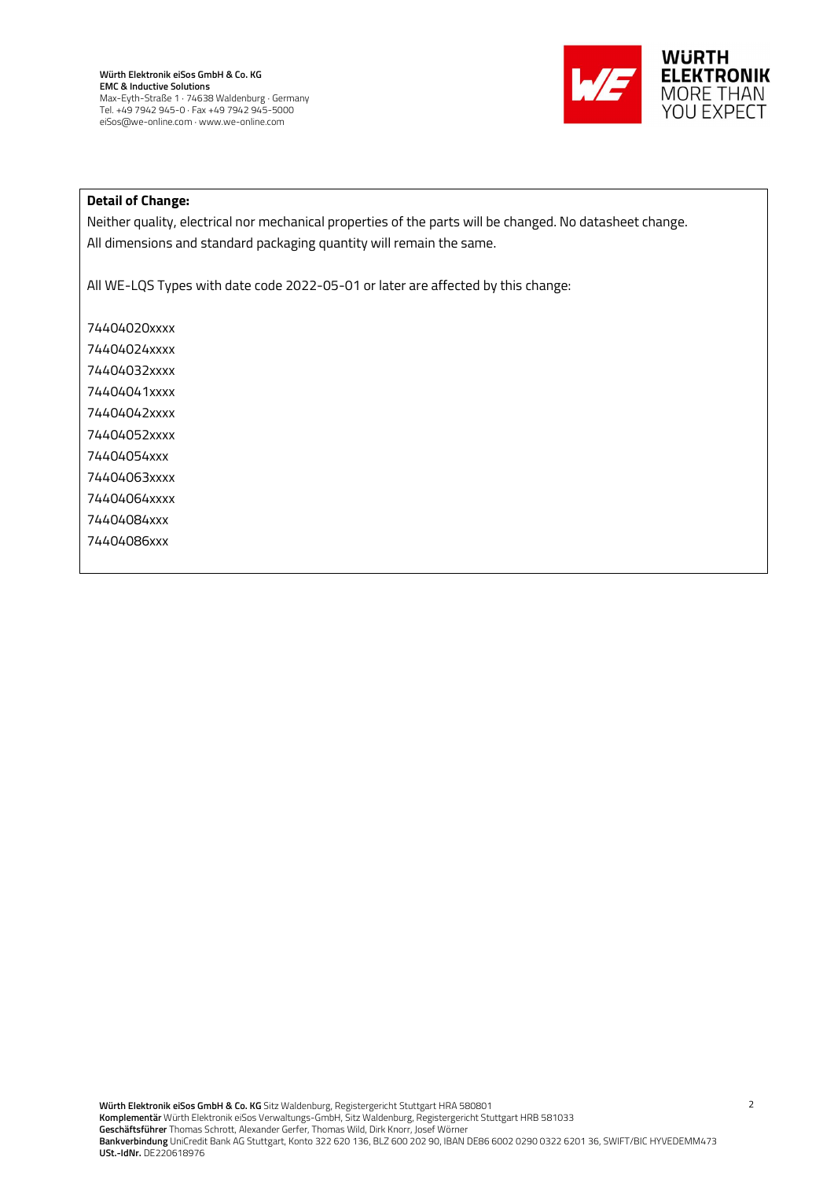**Detail of Change:**

Neither quality, electrical nor mechanical properties of the parts will be changed. No datasheet change.
All dimensions and standard packaging quantity will remain the same.

All WE-LQS Types with date code 2022-05-01 or later are affected by this change:

74404020xxxx
74404024xxxx
74404032xxxx
74404041xxxx
74404042xxxx
74404052xxxx
74404054xxx
74404063xxxx
74404064xxxx
74404084xxx
74404086xxx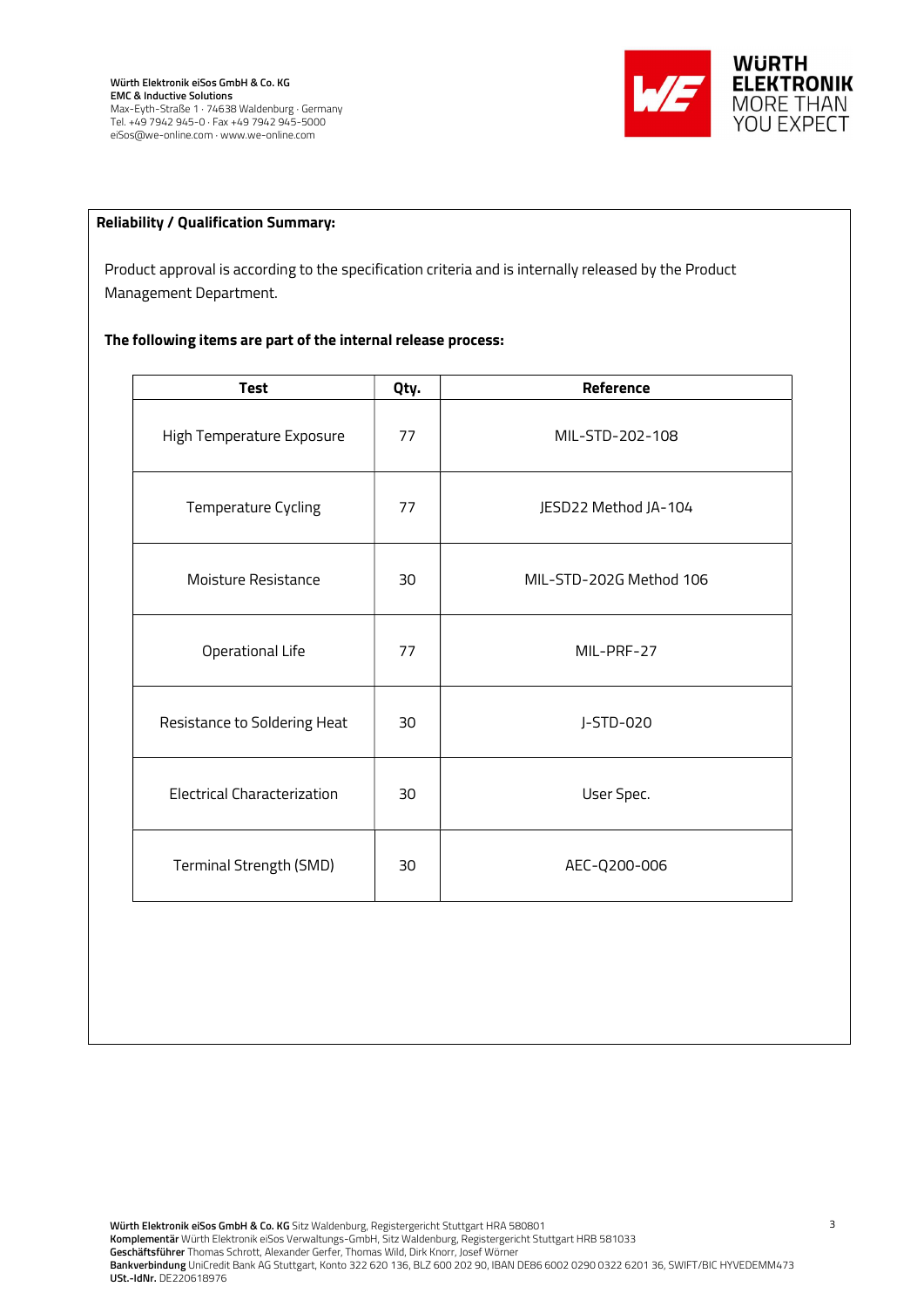Würth Elektronik eiSos GmbH & Co. KG
EMC & Inductive Solutions
Max-Eyth-Straße 1 · 74638 Waldenburg · Germany
Tel. +49 7942 945-0 · Fax +49 7942 945-5000
eiSos@we-online.com · www.we-online.com

WÜRTH ELEKTRONIK MORE THAN YOU EXPECT

**Reliability / Qualification Summary:**

Product approval is according to the specification criteria and is internally released by the Product Management Department.

**The following items are part of the internal release process:**

| Test | Qty. | Reference |
|---|---|---|
| High Temperature Exposure | 77 | MIL-STD-202-108 |
| Temperature Cycling | 77 | JESD22 Method JA-104 |
| Moisture Resistance | 30 | MIL-STD-202G Method 106 |
| Operational Life | 77 | MIL-PRF-27 |
| Resistance to Soldering Heat | 30 | J-STD-020 |
| Electrical Characterization | 30 | User Spec. |
| Terminal Strength (SMD) | 30 | AEC-Q200-006 |

**Würth Elektronik eiSos GmbH & Co. KG** Sitz Waldenburg, Registergericht Stuttgart HRA 580801
**Komplementär** Würth Elektronik eiSos Verwaltungs-GmbH, Sitz Waldenburg, Registergericht Stuttgart HRB 581033
**Geschäftsführer** Thomas Schrott, Alexander Gerfer, Thomas Wild, Dirk Knorr, Josef Wörner
**Bankverbindung** UniCredit Bank AG Stuttgart, Konto 322 620 136, BLZ 600 202 90, IBAN DE86 6002 0290 0322 6201 36, SWIFT/BIC HYVEDEMM473
**USt.-IdNr.** DE220618976